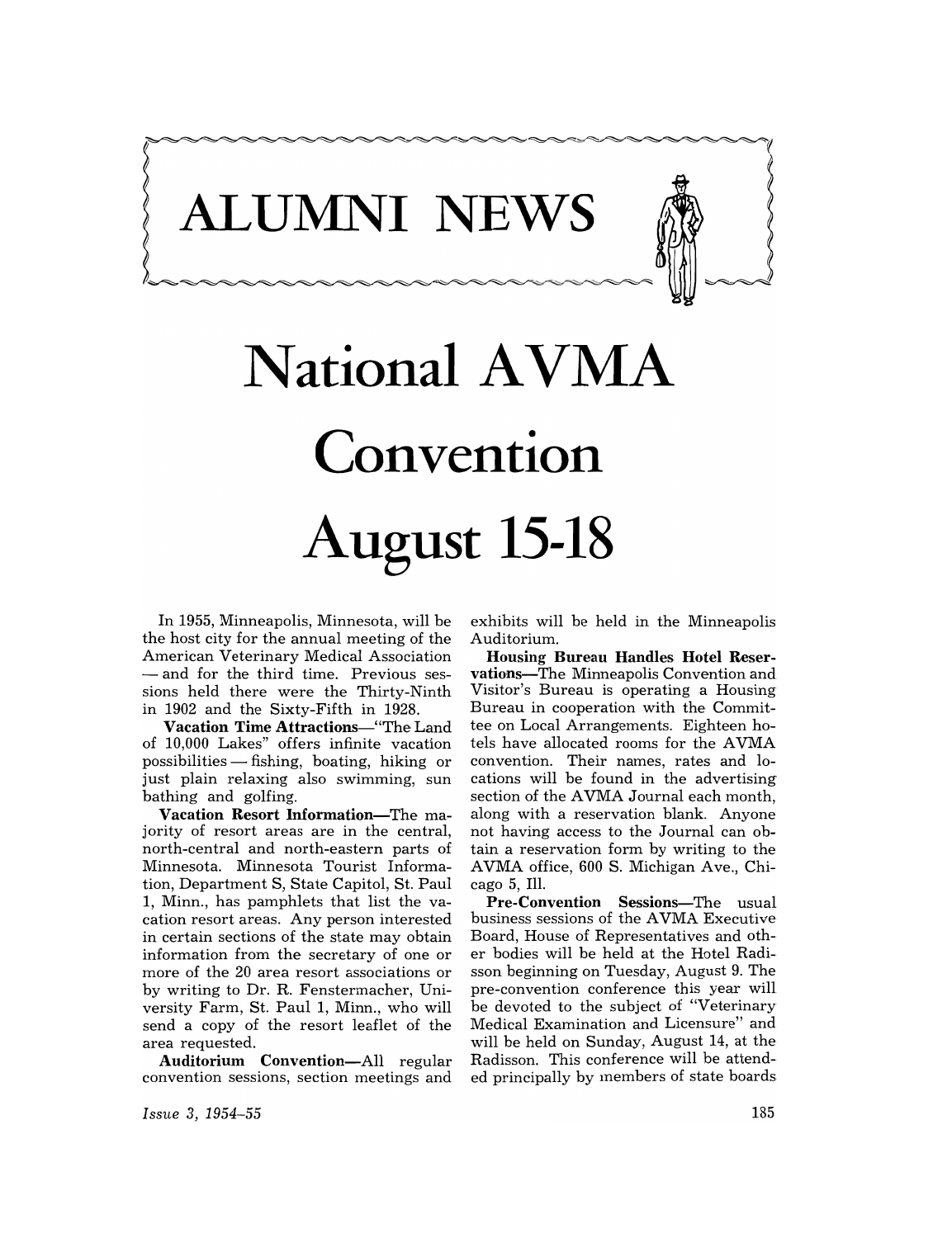# ALUMNI NEWS

# National AVMA Convention August 15-18

In 1955, Minneapolis, Minnesota, will be the host city for the annual meeting of the American Veterinary Medical Association — and for the third time. Previous sessions held there were the Thirty-Ninth in 1902 and the Sixty-Fifth in 1928.

**Vacation Time Attractions**—"The Land of 10,000 Lakes" offers infinite vacation possibilities — fishing, boating, hiking or just plain relaxing also swimming, sun bathing and golfing.

**Vacation Resort Information**—The majority of resort areas are in the central, north-central and north-eastern parts of Minnesota. Minnesota Tourist Information, Department S, State Capitol, St. Paul 1, Minn., has pamphlets that list the vacation resort areas. Any person interested in certain sections of the state may obtain information from the secretary of one or more of the 20 area resort associations or by writing to Dr. R. Fenstermacher, University Farm, St. Paul 1, Minn., who will send a copy of the resort leaflet of the area requested.

**Auditorium Convention**—All regular convention sessions, section meetings and exhibits will be held in the Minneapolis Auditorium.

**Housing Bureau Handles Hotel Reservations**—The Minneapolis Convention and Visitor's Bureau is operating a Housing Bureau in cooperation with the Committee on Local Arrangements. Eighteen hotels have allocated rooms for the AVMA convention. Their names, rates and locations will be found in the advertising section of the AVMA Journal each month, along with a reservation blank. Anyone not having access to the Journal can obtain a reservation form by writing to the AVMA office, 600 S. Michigan Ave., Chicago 5, Ill.

**Pre-Convention Sessions**—The usual business sessions of the AVMA Executive Board, House of Representatives and other bodies will be held at the Hotel Radisson beginning on Tuesday, August 9. The pre-convention conference this year will be devoted to the subject of "Veterinary Medical Examination and Licensure" and will be held on Sunday, August 14, at the Radisson. This conference will be attended principally by members of state boards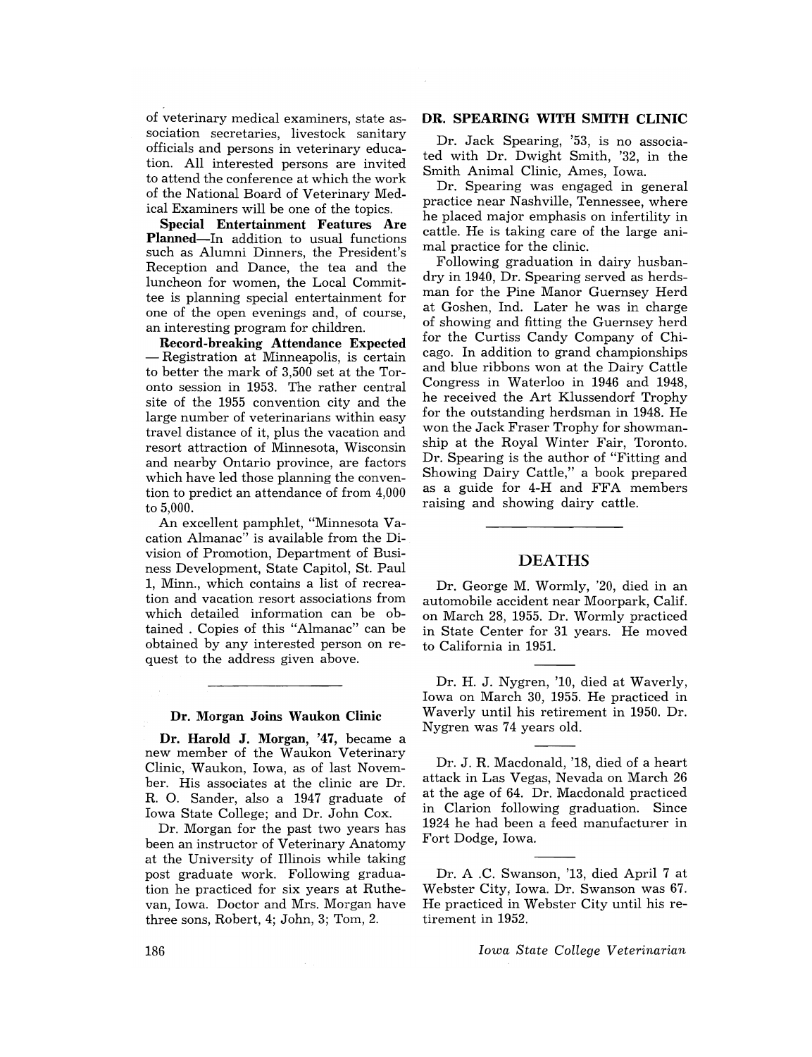of veterinary medical examiners, state association secretaries, livestock sanitary officials and persons in veterinary education. All interested persons are invited to attend the conference at which the work of the National Board of Veterinary Medical Examiners will be one of the topics.

**Special Entertainment Features Are Planned**—In addition to usual functions such as Alumni Dinners, the President's Reception and Dance, the tea and the luncheon for women, the Local Committee is planning special entertainment for one of the open evenings and, of course, an interesting program for children.

**Record-breaking Attendance Expected** — Registration at Minneapolis, is certain to better the mark of 3,500 set at the Toronto session in 1953. The rather central site of the 1955 convention city and the large number of veterinarians within easy travel distance of it, plus the vacation and resort attraction of Minnesota, Wisconsin and nearby Ontario province, are factors which have led those planning the convention to predict an attendance of from 4,000 to 5,000.

An excellent pamphlet, "Minnesota Vacation Almanac" is available from the Division of Promotion, Department of Business Development, State Capitol, St. Paul 1, Minn., which contains a list of recreation and vacation resort associations from which detailed information can be obtained . Copies of this "Almanac" can be obtained by any interested person on request to the address given above.

---

### Dr. Morgan Joins Waukon Clinic

**Dr. Harold J. Morgan, '47,** became a new member of the Waukon Veterinary Clinic, Waukon, Iowa, as of last November. His associates at the clinic are Dr. R. O. Sander, also a 1947 graduate of Iowa State College; and Dr. John Cox.

Dr. Morgan for the past two years has been an instructor of Veterinary Anatomy at the University of Illinois while taking post graduate work. Following graduation he practiced for six years at Ruthevan, Iowa. Doctor and Mrs. Morgan have three sons, Robert, 4; John, 3; Tom, 2.

### DR. SPEARING WITH SMITH CLINIC

Dr. Jack Spearing, '53, is no associated with Dr. Dwight Smith, '32, in the Smith Animal Clinic, Ames, Iowa.

Dr. Spearing was engaged in general practice near Nashville, Tennessee, where he placed major emphasis on infertility in cattle. He is taking care of the large animal practice for the clinic.

Following graduation in dairy husbandry in 1940, Dr. Spearing served as herdsman for the Pine Manor Guernsey Herd at Goshen, Ind. Later he was in charge of showing and fitting the Guernsey herd for the Curtiss Candy Company of Chicago. In addition to grand championships and blue ribbons won at the Dairy Cattle Congress in Waterloo in 1946 and 1948, he received the Art Klussendorf Trophy for the outstanding herdsman in 1948. He won the Jack Fraser Trophy for showmanship at the Royal Winter Fair, Toronto. Dr. Spearing is the author of "Fitting and Showing Dairy Cattle," a book prepared as a guide for 4-H and FFA members raising and showing dairy cattle.

---

## DEATHS

Dr. George M. Wormly, '20, died in an automobile accident near Moorpark, Calif. on March 28, 1955. Dr. Wormly practiced in State Center for 31 years. He moved to California in 1951.

---

Dr. H. J. Nygren, '10, died at Waverly, Iowa on March 30, 1955. He practiced in Waverly until his retirement in 1950. Dr. Nygren was 74 years old.

---

Dr. J. R. Macdonald, '18, died of a heart attack in Las Vegas, Nevada on March 26 at the age of 64. Dr. Macdonald practiced in Clarion following graduation. Since 1924 he had been a feed manufacturer in Fort Dodge, Iowa.

---

Dr. A .C. Swanson, '13, died April 7 at Webster City, Iowa. Dr. Swanson was 67. He practiced in Webster City until his retirement in 1952.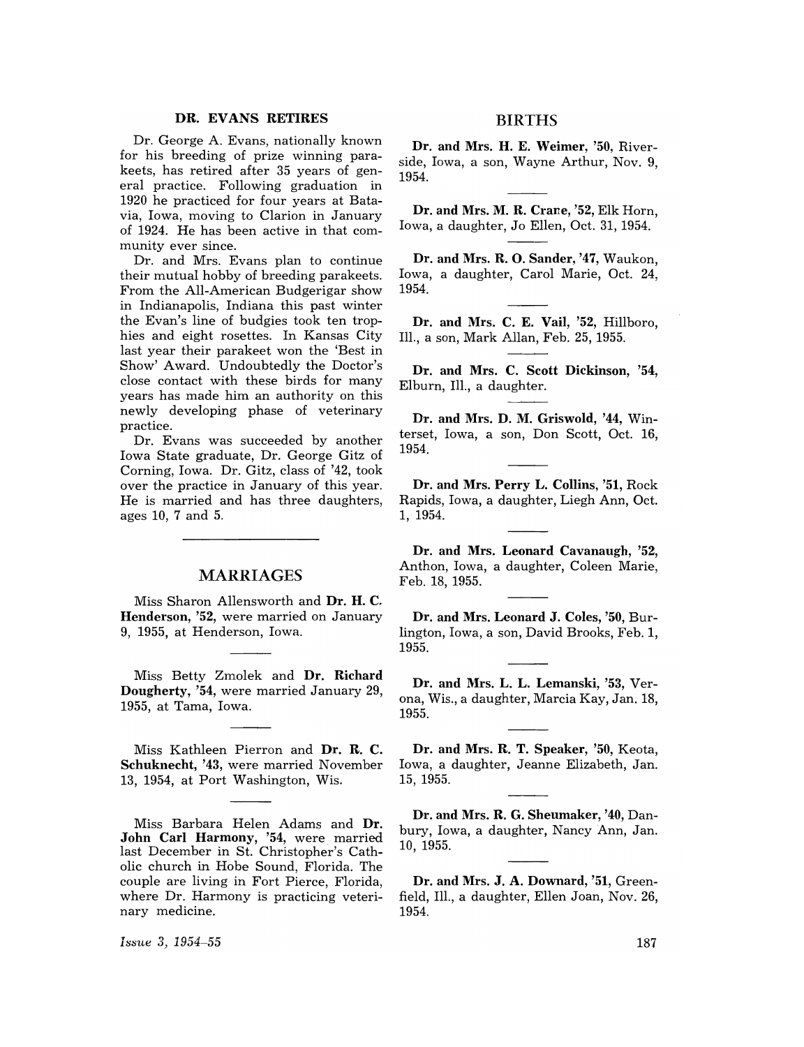## DR. EVANS RETIRES

Dr. George A. Evans, nationally known for his breeding of prize winning parakeets, has retired after 35 years of general practice. Following graduation in 1920 he practiced for four years at Batavia, Iowa, moving to Clarion in January of 1924. He has been active in that community ever since.

Dr. and Mrs. Evans plan to continue their mutual hobby of breeding parakeets. From the All-American Budgerigar show in Indianapolis, Indiana this past winter the Evan's line of budgies took ten trophies and eight rosettes. In Kansas City last year their parakeet won the 'Best in Show' Award. Undoubtedly the Doctor's close contact with these birds for many years has made him an authority on this newly developing phase of veterinary practice.

Dr. Evans was succeeded by another Iowa State graduate, Dr. George Gitz of Corning, Iowa. Dr. Gitz, class of '42, took over the practice in January of this year. He is married and has three daughters, ages 10, 7 and 5.

---

## MARRIAGES

Miss Sharon Allensworth and **Dr. H. C. Henderson, '52,** were married on January 9, 1955, at Henderson, Iowa.

---

Miss Betty Zmolek and **Dr. Richard Dougherty, '54,** were married January 29, 1955, at Tama, Iowa.

---

Miss Kathleen Pierron and **Dr. R. C. Schuknecht, '43,** were married November 13, 1954, at Port Washington, Wis.

---

Miss Barbara Helen Adams and **Dr. John Carl Harmony, '54,** were married last December in St. Christopher's Catholic church in Hobe Sound, Florida. The couple are living in Fort Pierce, Florida, where Dr. Harmony is practicing veterinary medicine.

## BIRTHS

**Dr. and Mrs. H. E. Weimer, '50,** Riverside, Iowa, a son, Wayne Arthur, Nov. 9, 1954.

---

**Dr. and Mrs. M. R. Crane, '52,** Elk Horn, Iowa, a daughter, Jo Ellen, Oct. 31, 1954.

---

**Dr. and Mrs. R. O. Sander, '47,** Waukon, Iowa, a daughter, Carol Marie, Oct. 24, 1954.

---

**Dr. and Mrs. C. E. Vail, '52,** Hillboro, Ill., a son, Mark Allan, Feb. 25, 1955.

---

**Dr. and Mrs. C. Scott Dickinson, '54,** Elburn, Ill., a daughter.

---

**Dr. and Mrs. D. M. Griswold, '44,** Winterset, Iowa, a son, Don Scott, Oct. 16, 1954.

---

**Dr. and Mrs. Perry L. Collins, '51,** Rock Rapids, Iowa, a daughter, Liegh Ann, Oct. 1, 1954.

---

**Dr. and Mrs. Leonard Cavanaugh, '52,** Anthon, Iowa, a daughter, Coleen Marie, Feb. 18, 1955.

---

**Dr. and Mrs. Leonard J. Coles, '50,** Burlington, Iowa, a son, David Brooks, Feb. 1, 1955.

---

**Dr. and Mrs. L. L. Lemanski, '53,** Verona, Wis., a daughter, Marcia Kay, Jan. 18, 1955.

---

**Dr. and Mrs. R. T. Speaker, '50,** Keota, Iowa, a daughter, Jeanne Elizabeth, Jan. 15, 1955.

---

**Dr. and Mrs. R. G. Sheumaker, '40,** Danbury, Iowa, a daughter, Nancy Ann, Jan. 10, 1955.

---

**Dr. and Mrs. J. A. Downard, '51,** Greenfield, Ill., a daughter, Ellen Joan, Nov. 26, 1954.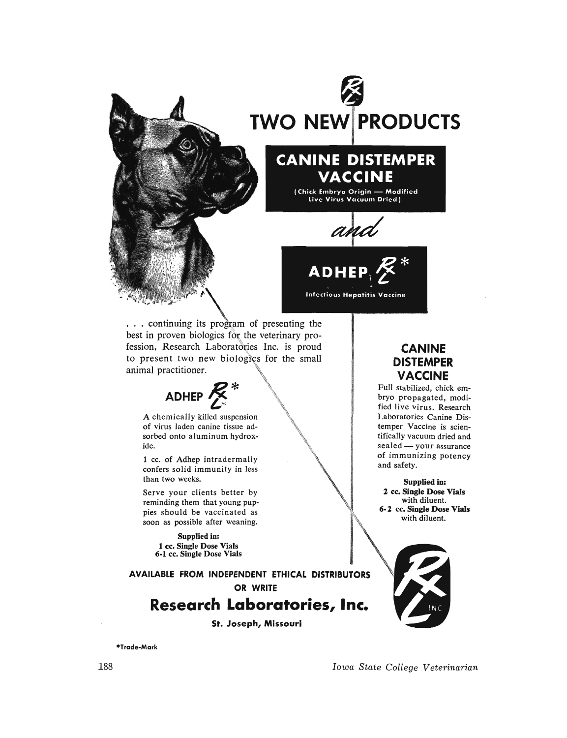# TWO NEW PRODUCTS

## CANINE DISTEMPER VACCINE

(Chick Embryo Origin — Modified Live Virus Vacuum Dried)

*and*

## ADHEP *

Infectious Hepatitis Vaccine

. . . continuing its program of presenting the best in proven biologics for the veterinary profession, Research Laboratories Inc. is proud to present two new biologics for the small animal practitioner.

### ADHEP *

A chemically killed suspension of virus laden canine tissue adsorbed onto aluminum hydroxide.

1 cc. of Adhep intradermally confers solid immunity in less than two weeks.

Serve your clients better by reminding them that young puppies should be vaccinated as soon as possible after weaning.

**Supplied in:**
**1 cc. Single Dose Vials**
**6-1 cc. Single Dose Vials**

### CANINE DISTEMPER VACCINE

Full stabilized, chick embryo propagated, modified live virus. Research Laboratories Canine Distemper Vaccine is scientifically vacuum dried and sealed — your assurance of immunizing potency and safety.

**Supplied in:**
**2 cc. Single Dose Vials** with diluent.
**6-2 cc. Single Dose Vials** with diluent.

**AVAILABLE FROM INDEPENDENT ETHICAL DISTRIBUTORS OR WRITE**

## Research Laboratories, Inc.

**St. Joseph, Missouri**

*Trade-Mark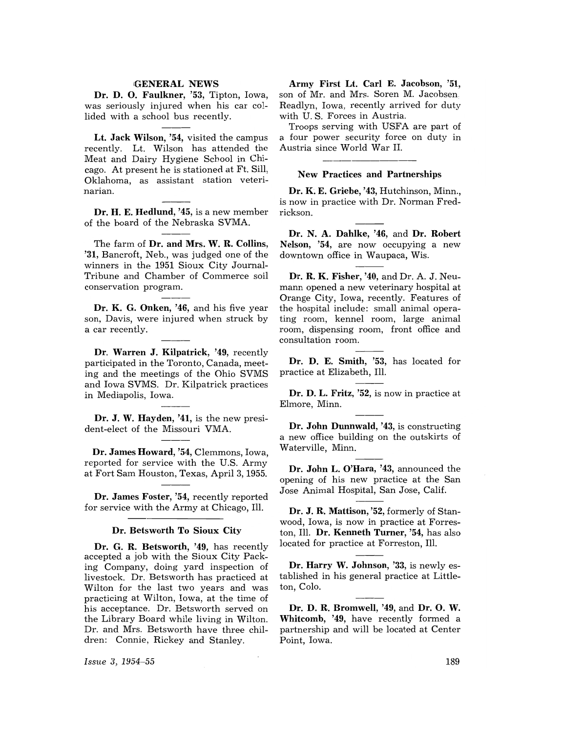## GENERAL NEWS

**Dr. D. O. Faulkner, '53,** Tipton, Iowa, was seriously injured when his car collided with a school bus recently.

**Lt. Jack Wilson, '54,** visited the campus recently. Lt. Wilson has attended the Meat and Dairy Hygiene School in Chicago. At present he is stationed at Ft. Sill, Oklahoma, as assistant station veterinarian.

**Dr. H. E. Hedlund, '45,** is a new member of the board of the Nebraska SVMA.

The farm of **Dr. and Mrs. W. R. Collins, '31,** Bancroft, Neb., was judged one of the winners in the 1951 Sioux City Journal-Tribune and Chamber of Commerce soil conservation program.

**Dr. K. G. Onken, '46,** and his five year son, Davis, were injured when struck by a car recently.

**Dr. Warren J. Kilpatrick, '49,** recently participated in the Toronto, Canada, meeting and the meetings of the Ohio SVMS and Iowa SVMS. Dr. Kilpatrick practices in Mediapolis, Iowa.

**Dr. J. W. Hayden, '41,** is the new president-elect of the Missouri VMA.

**Dr. James Howard, '54,** Clemmons, Iowa, reported for service with the U.S. Army at Fort Sam Houston, Texas, April 3, 1955.

**Dr. James Foster, '54,** recently reported for service with the Army at Chicago, Ill.

### Dr. Betsworth To Sioux City

**Dr. G. R. Betsworth, '49,** has recently accepted a job with the Sioux City Packing Company, doing yard inspection of livestock. Dr. Betsworth has practiced at Wilton for the last two years and was practicing at Wilton, Iowa, at the time of his acceptance. Dr. Betsworth served on the Library Board while living in Wilton. Dr. and Mrs. Betsworth have three children: Connie, Rickey and Stanley.

**Army First Lt. Carl E. Jacobson, '51,** son of Mr. and Mrs. Soren M. Jacobsen, Readlyn, Iowa, recently arrived for duty with U. S. Forces in Austria.

Troops serving with USFA are part of a four power security force on duty in Austria since World War II.

### New Practices and Partnerships

**Dr. K. E. Griebe, '43,** Hutchinson, Minn., is now in practice with Dr. Norman Fredrickson.

**Dr. N. A. Dahlke, '46,** and **Dr. Robert Nelson, '54,** are now occupying a new downtown office in Waupaca, Wis.

**Dr. R. K. Fisher, '40,** and Dr. A. J. Neumann opened a new veterinary hospital at Orange City, Iowa, recently. Features of the hospital include: small animal operating room, kennel room, large animal room, dispensing room, front office and consultation room.

**Dr. D. E. Smith, '53,** has located for practice at Elizabeth, Ill.

**Dr. D. L. Fritz, '52,** is now in practice at Elmore, Minn.

**Dr. John Dunnwald, '43,** is constructing a new office building on the outskirts of Waterville, Minn.

**Dr. John L. O'Hara, '43,** announced the opening of his new practice at the San Jose Animal Hospital, San Jose, Calif.

**Dr. J. R. Mattison, '52,** formerly of Stanwood, Iowa, is now in practice at Forreston, Ill. **Dr. Kenneth Turner, '54,** has also located for practice at Forreston, Ill.

**Dr. Harry W. Johnson, '33,** is newly established in his general practice at Littleton, Colo.

**Dr. D. R. Bromwell, '49,** and **Dr. O. W. Whitcomb, '49,** have recently formed a partnership and will be located at Center Point, Iowa.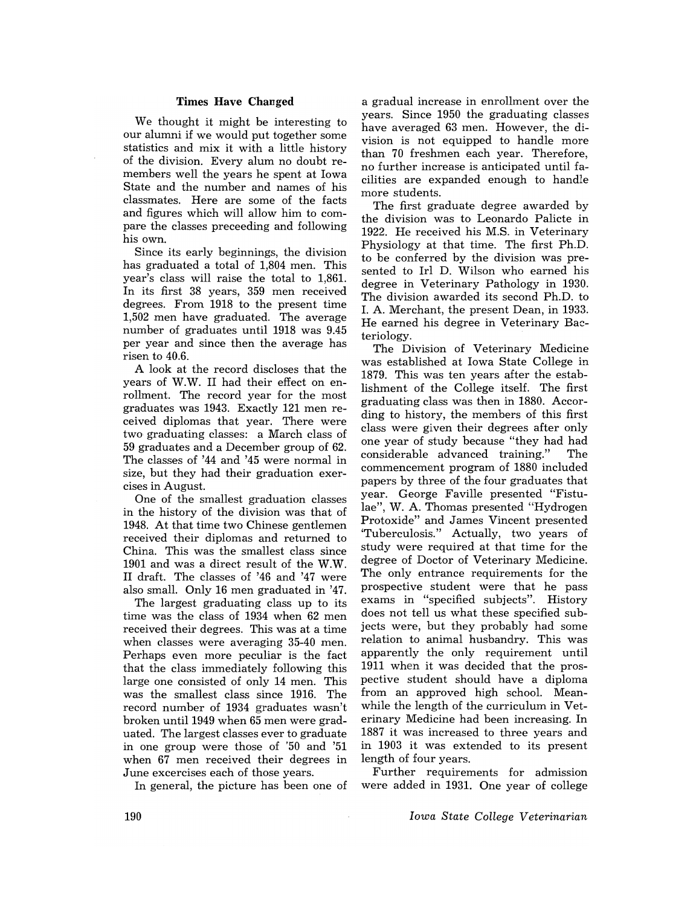## Times Have Changed

We thought it might be interesting to our alumni if we would put together some statistics and mix it with a little history of the division. Every alum no doubt remembers well the years he spent at Iowa State and the number and names of his classmates. Here are some of the facts and figures which will allow him to compare the classes preceeding and following his own.

Since its early beginnings, the division has graduated a total of 1,804 men. This year's class will raise the total to 1,861. In its first 38 years, 359 men received degrees. From 1918 to the present time 1,502 men have graduated. The average number of graduates until 1918 was 9.45 per year and since then the average has risen to 40.6.

A look at the record discloses that the years of W.W. II had their effect on enrollment. The record year for the most graduates was 1943. Exactly 121 men received diplomas that year. There were two graduating classes: a March class of 59 graduates and a December group of 62. The classes of '44 and '45 were normal in size, but they had their graduation exercises in August.

One of the smallest graduation classes in the history of the division was that of 1948. At that time two Chinese gentlemen received their diplomas and returned to China. This was the smallest class since 1901 and was a direct result of the W.W. II draft. The classes of '46 and '47 were also small. Only 16 men graduated in '47.

The largest graduating class up to its time was the class of 1934 when 62 men received their degrees. This was at a time when classes were averaging 35-40 men. Perhaps even more peculiar is the fact that the class immediately following this large one consisted of only 14 men. This was the smallest class since 1916. The record number of 1934 graduates wasn't broken until 1949 when 65 men were graduated. The largest classes ever to graduate in one group were those of '50 and '51 when 67 men received their degrees in June excercises each of those years.

In general, the picture has been one of a gradual increase in enrollment over the years. Since 1950 the graduating classes have averaged 63 men. However, the division is not equipped to handle more than 70 freshmen each year. Therefore, no further increase is anticipated until facilities are expanded enough to handle more students.

The first graduate degree awarded by the division was to Leonardo Palicte in 1922. He received his M.S. in Veterinary Physiology at that time. The first Ph.D. to be conferred by the division was presented to Irl D. Wilson who earned his degree in Veterinary Pathology in 1930. The division awarded its second Ph.D. to I. A. Merchant, the present Dean, in 1933. He earned his degree in Veterinary Bacteriology.

The Division of Veterinary Medicine was established at Iowa State College in 1879. This was ten years after the establishment of the College itself. The first graduating class was then in 1880. According to history, the members of this first class were given their degrees after only one year of study because "they had had considerable advanced training." The commencement program of 1880 included papers by three of the four graduates that year. George Faville presented "Fistulae", W. A. Thomas presented "Hydrogen Protoxide" and James Vincent presented 'Tuberculosis." Actually, two years of study were required at that time for the degree of Doctor of Veterinary Medicine. The only entrance requirements for the prospective student were that he pass exams in "specified subjects". History does not tell us what these specified subjects were, but they probably had some relation to animal husbandry. This was apparently the only requirement until 1911 when it was decided that the prospective student should have a diploma from an approved high school. Meanwhile the length of the curriculum in Veterinary Medicine had been increasing. In 1887 it was increased to three years and in 1903 it was extended to its present length of four years.

Further requirements for admission were added in 1931. One year of college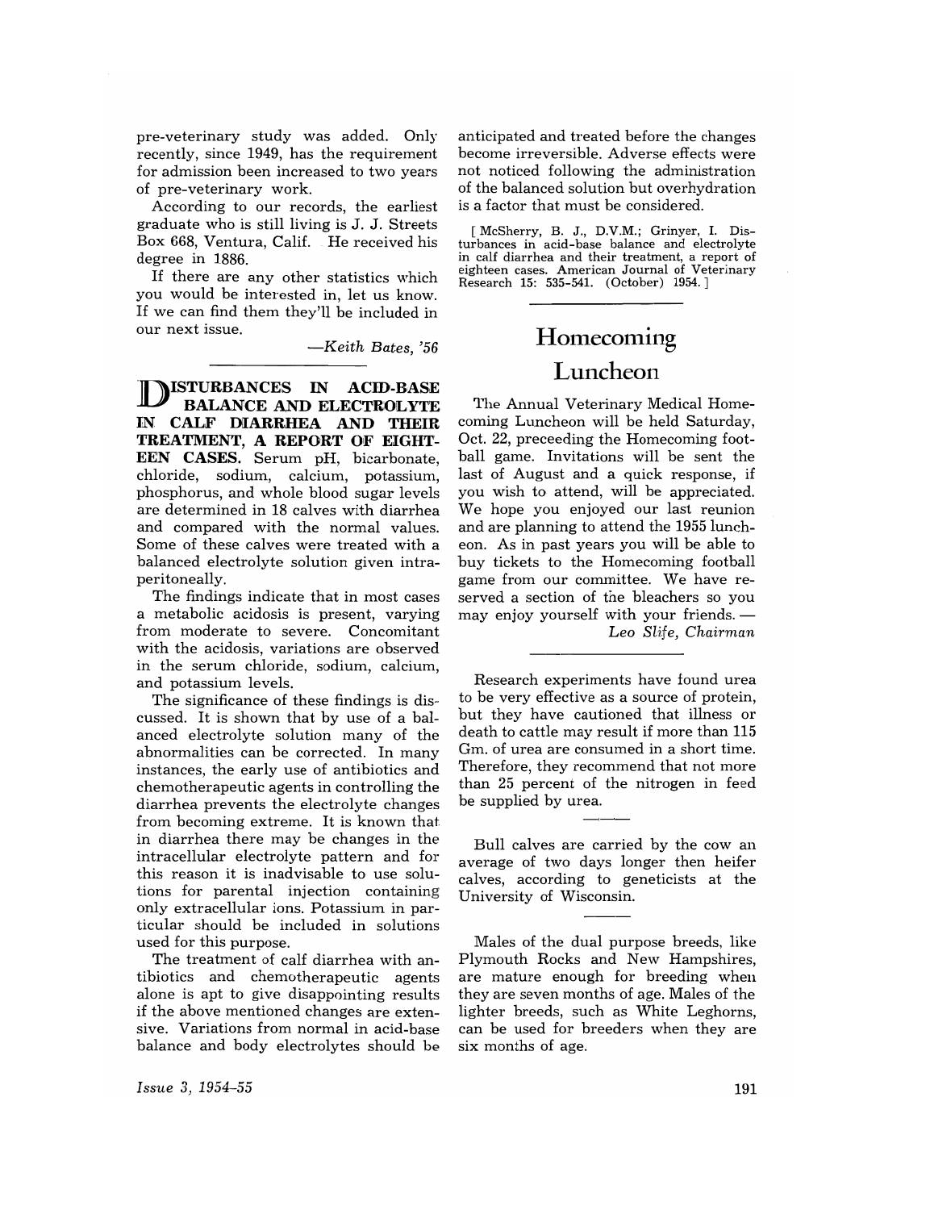pre-veterinary study was added. Only recently, since 1949, has the requirement for admission been increased to two years of pre-veterinary work.

According to our records, the earliest graduate who is still living is J. J. Streets Box 668, Ventura, Calif. He received his degree in 1886.

If there are any other statistics which you would be interested in, let us know. If we can find them they'll be included in our next issue.

—*Keith Bates, '56*

**DISTURBANCES IN ACID-BASE BALANCE AND ELECTROLYTE IN CALF DIARRHEA AND THEIR TREATMENT, A REPORT OF EIGHTEEN CASES.** Serum pH, bicarbonate, chloride, sodium, calcium, potassium, phosphorus, and whole blood sugar levels are determined in 18 calves with diarrhea and compared with the normal values. Some of these calves were treated with a balanced electrolyte solution given intraperitoneally.

The findings indicate that in most cases a metabolic acidosis is present, varying from moderate to severe. Concomitant with the acidosis, variations are observed in the serum chloride, sodium, calcium, and potassium levels.

The significance of these findings is discussed. It is shown that by use of a balanced electrolyte solution many of the abnormalities can be corrected. In many instances, the early use of antibiotics and chemotherapeutic agents in controlling the diarrhea prevents the electrolyte changes from becoming extreme. It is known that in diarrhea there may be changes in the intracellular electrolyte pattern and for this reason it is inadvisable to use solutions for parental injection containing only extracellular ions. Potassium in particular should be included in solutions used for this purpose.

The treatment of calf diarrhea with antibiotics and chemotherapeutic agents alone is apt to give disappointing results if the above mentioned changes are extensive. Variations from normal in acid-base balance and body electrolytes should be anticipated and treated before the changes become irreversible. Adverse effects were not noticed following the administration of the balanced solution but overhydration is a factor that must be considered.

[ McSherry, B. J., D.V.M.; Grinyer, I. Disturbances in acid-base balance and electrolyte in calf diarrhea and their treatment, a report of eighteen cases. American Journal of Veterinary Research 15: 535-541. (October) 1954. ]

## Homecoming Luncheon

The Annual Veterinary Medical Homecoming Luncheon will be held Saturday, Oct. 22, preceeding the Homecoming football game. Invitations will be sent the last of August and a quick response, if you wish to attend, will be appreciated. We hope you enjoyed our last reunion and are planning to attend the 1955 luncheon. As in past years you will be able to buy tickets to the Homecoming football game from our committee. We have reserved a section of the bleachers so you may enjoy yourself with your friends. —
*Leo Slife, Chairman*

Research experiments have found urea to be very effective as a source of protein, but they have cautioned that illness or death to cattle may result if more than 115 Gm. of urea are consumed in a short time. Therefore, they recommend that not more than 25 percent of the nitrogen in feed be supplied by urea.

Bull calves are carried by the cow an average of two days longer then heifer calves, according to geneticists at the University of Wisconsin.

Males of the dual purpose breeds, like Plymouth Rocks and New Hampshires, are mature enough for breeding when they are seven months of age. Males of the lighter breeds, such as White Leghorns, can be used for breeders when they are six months of age.